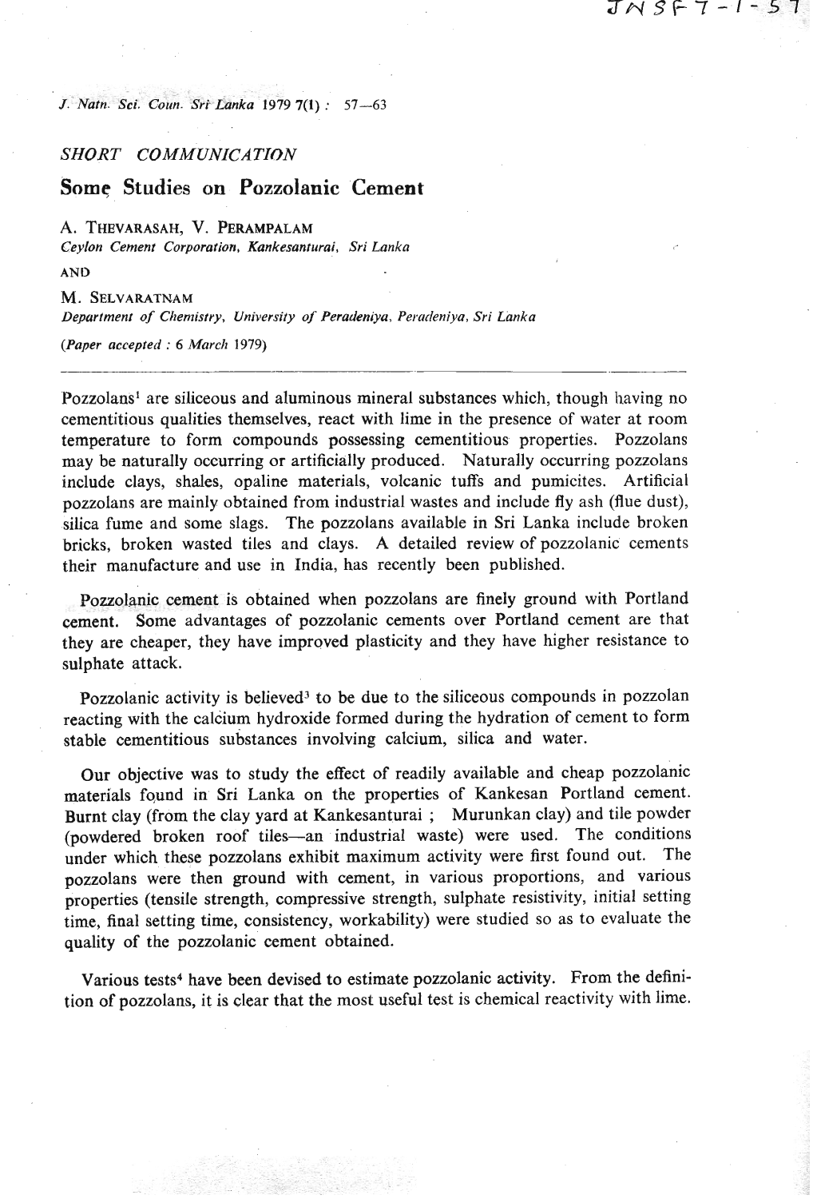SHORT COMMUNICATION

# Some Studies on Pozzolanic Cement

A. THEVARASAH, V. PERAMPALAM
*Ceylon Cement Corporation, Kankesanturai, Sri Lanka*

AND

M. SELVARATNAM
*Department of Chemistry, University of Peradeniya, Peradeniya, Sri Lanka*

*(Paper accepted : 6 March 1979)*

---

Pozzolans[1] are siliceous and aluminous mineral substances which, though having no cementitious qualities themselves, react with lime in the presence of water at room temperature to form compounds possessing cementitious properties. Pozzolans may be naturally occurring or artificially produced. Naturally occurring pozzolans include clays, shales, opaline materials, volcanic tuffs and pumicites. Artificial pozzolans are mainly obtained from industrial wastes and include fly ash (flue dust), silica fume and some slags. The pozzolans available in Sri Lanka include broken bricks, broken wasted tiles and clays. A detailed review of pozzolanic cements their manufacture and use in India, has recently been published.

Pozzolanic cement is obtained when pozzolans are finely ground with Portland cement. Some advantages of pozzolanic cements over Portland cement are that they are cheaper, they have improved plasticity and they have higher resistance to sulphate attack.

Pozzolanic activity is believed[3] to be due to the siliceous compounds in pozzolan reacting with the calcium hydroxide formed during the hydration of cement to form stable cementitious substances involving calcium, silica and water.

Our objective was to study the effect of readily available and cheap pozzolanic materials found in Sri Lanka on the properties of Kankesan Portland cement. Burnt clay (from the clay yard at Kankesanturai ; Murunkan clay) and tile powder (powdered broken roof tiles—an industrial waste) were used. The conditions under which these pozzolans exhibit maximum activity were first found out. The pozzolans were then ground with cement, in various proportions, and various properties (tensile strength, compressive strength, sulphate resistivity, initial setting time, final setting time, consistency, workability) were studied so as to evaluate the quality of the pozzolanic cement obtained.

Various tests[4] have been devised to estimate pozzolanic activity. From the definition of pozzolans, it is clear that the most useful test is chemical reactivity with lime.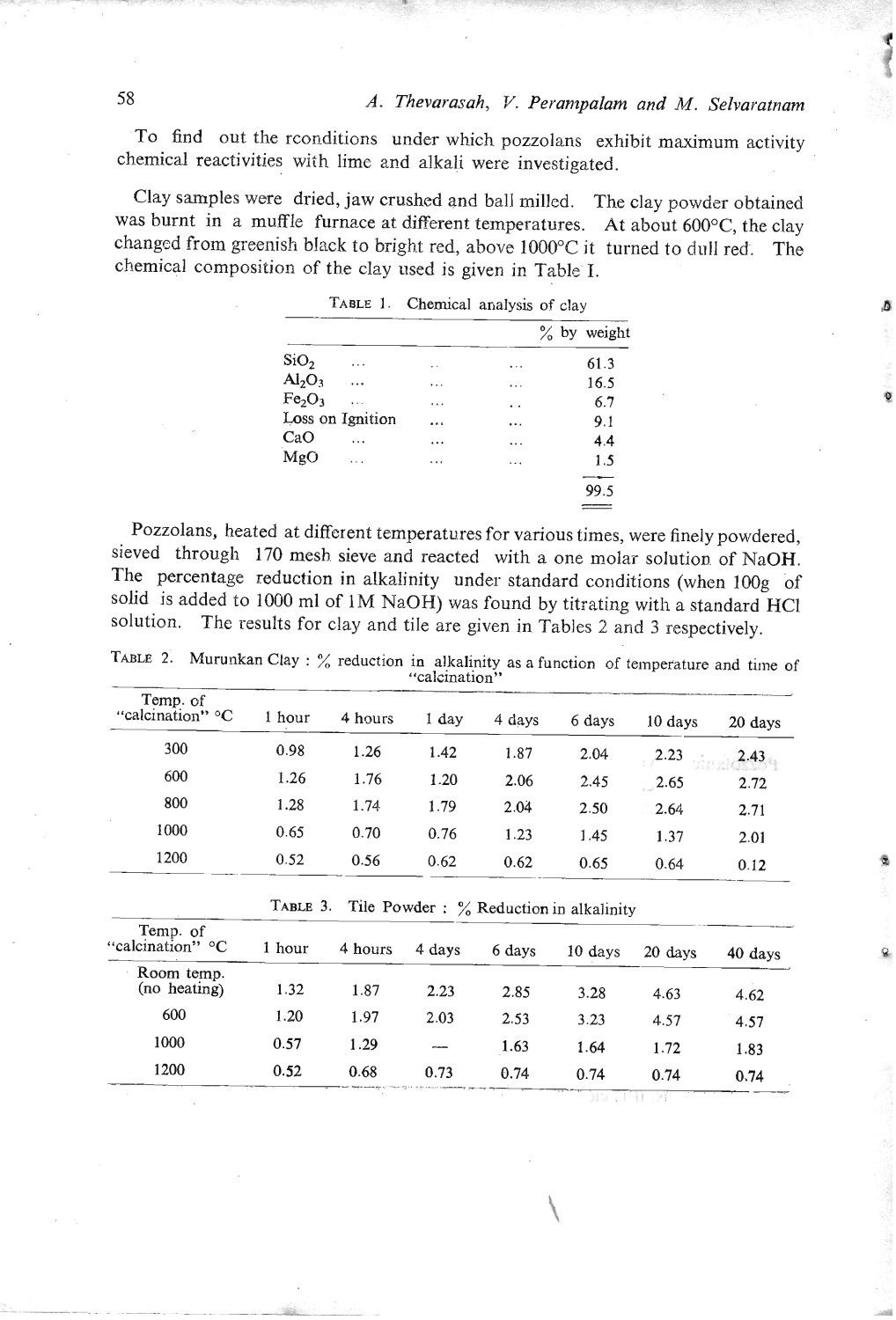To find out the rconditions under which pozzolans exhibit maximum activity chemical reactivities with lime and alkali were investigated.

Clay samples were dried, jaw crushed and ball milled. The clay powder obtained was burnt in a muffle furnace at different temperatures. At about 600°C, the clay changed from greenish black to bright red, above 1000°C it turned to dull red. The chemical composition of the clay used is given in Table I.

TABLE 1. Chemical analysis of clay

| | % by weight |
|---|---|
| $SiO_2$ | 61.3 |
| $Al_2O_3$ | 16.5 |
| $Fe_2O_3$ | 6.7 |
| Loss on Ignition | 9.1 |
| CaO | 4.4 |
| MgO | 1.5 |
| | 99.5 |

Pozzolans, heated at different temperatures for various times, were finely powdered, sieved through 170 mesh sieve and reacted with a one molar solution of NaOH. The percentage reduction in alkalinity under standard conditions (when 100g of solid is added to 1000 ml of 1M NaOH) was found by titrating with a standard HCl solution. The results for clay and tile are given in Tables 2 and 3 respectively.

TABLE 2. Murunkan Clay : % reduction in alkalinity as a function of temperature and time of "calcination"

| Temp. of "calcination" °C | 1 hour | 4 hours | 1 day | 4 days | 6 days | 10 days | 20 days |
|---|---|---|---|---|---|---|---|
| 300 | 0.98 | 1.26 | 1.42 | 1.87 | 2.04 | 2.23 | 2.43 |
| 600 | 1.26 | 1.76 | 1.20 | 2.06 | 2.45 | 2.65 | 2.72 |
| 800 | 1.28 | 1.74 | 1.79 | 2.04 | 2.50 | 2.64 | 2.71 |
| 1000 | 0.65 | 0.70 | 0.76 | 1.23 | 1.45 | 1.37 | 2.01 |
| 1200 | 0.52 | 0.56 | 0.62 | 0.62 | 0.65 | 0.64 | 0.12 |

TABLE 3. Tile Powder : % Reduction in alkalinity

| Temp. of "calcination" °C | 1 hour | 4 hours | 4 days | 6 days | 10 days | 20 days | 40 days |
|---|---|---|---|---|---|---|---|
| Room temp. (no heating) | 1.32 | 1.87 | 2.23 | 2.85 | 3.28 | 4.63 | 4.62 |
| 600 | 1.20 | 1.97 | 2.03 | 2.53 | 3.23 | 4.57 | 4.57 |
| 1000 | 0.57 | 1.29 | — | 1.63 | 1.64 | 1.72 | 1.83 |
| 1200 | 0.52 | 0.68 | 0.73 | 0.74 | 0.74 | 0.74 | 0.74 |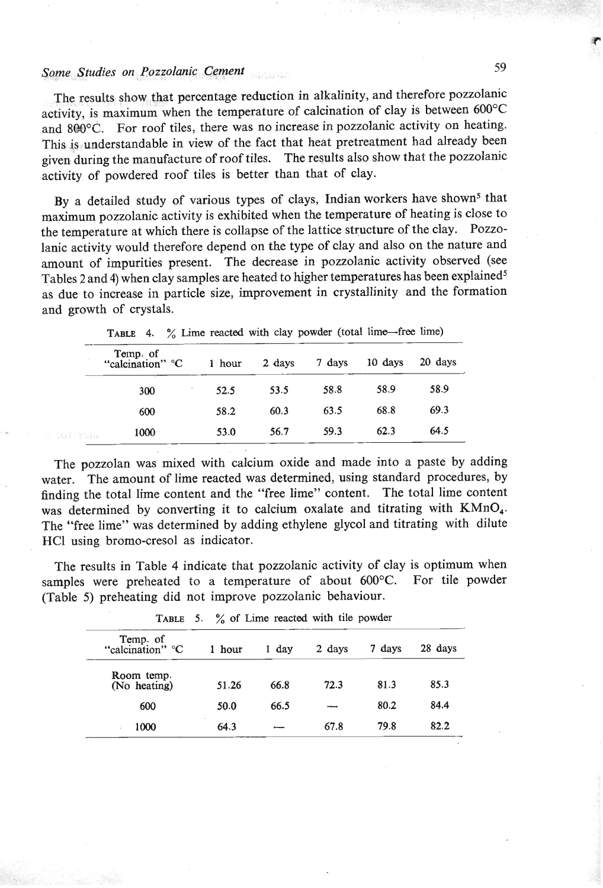The results show that percentage reduction in alkalinity, and therefore pozzolanic activity, is maximum when the temperature of calcination of clay is between 600°C and 800°C. For roof tiles, there was no increase in pozzolanic activity on heating. This is understandable in view of the fact that heat pretreatment had already been given during the manufacture of roof tiles. The results also show that the pozzolanic activity of powdered roof tiles is better than that of clay.

By a detailed study of various types of clays, Indian workers have shown[5] that maximum pozzolanic activity is exhibited when the temperature of heating is close to the temperature at which there is collapse of the lattice structure of the clay. Pozzolanic activity would therefore depend on the type of clay and also on the nature and amount of impurities present. The decrease in pozzolanic activity observed (see Tables 2 and 4) when clay samples are heated to higher temperatures has been explained[5] as due to increase in particle size, improvement in crystallinity and the formation and growth of crystals.

TABLE 4. % Lime reacted with clay powder (total lime—free lime)

| Temp. of "calcination" °C | 1 hour | 2 days | 7 days | 10 days | 20 days |
|---|---|---|---|---|---|
| 300 | 52.5 | 53.5 | 58.8 | 58.9 | 58.9 |
| 600 | 58.2 | 60.3 | 63.5 | 68.8 | 69.3 |
| 1000 | 53.0 | 56.7 | 59.3 | 62.3 | 64.5 |

The pozzolan was mixed with calcium oxide and made into a paste by adding water. The amount of lime reacted was determined, using standard procedures, by finding the total lime content and the "free lime" content. The total lime content was determined by converting it to calcium oxalate and titrating with $KMnO_4$. The "free lime" was determined by adding ethylene glycol and titrating with dilute HCl using bromo-cresol as indicator.

The results in Table 4 indicate that pozzolanic activity of clay is optimum when samples were preheated to a temperature of about 600°C. For tile powder (Table 5) preheating did not improve pozzolanic behaviour.

TABLE 5. % of Lime reacted with tile powder

| Temp. of "calcination" °C | 1 hour | 1 day | 2 days | 7 days | 28 days |
|---|---|---|---|---|---|
| Room temp. (No heating) | 51.26 | 66.8 | 72.3 | 81.3 | 85.3 |
| 600 | 50.0 | 66.5 | — | 80.2 | 84.4 |
| 1000 | 64.3 | — | 67.8 | 79.8 | 82.2 |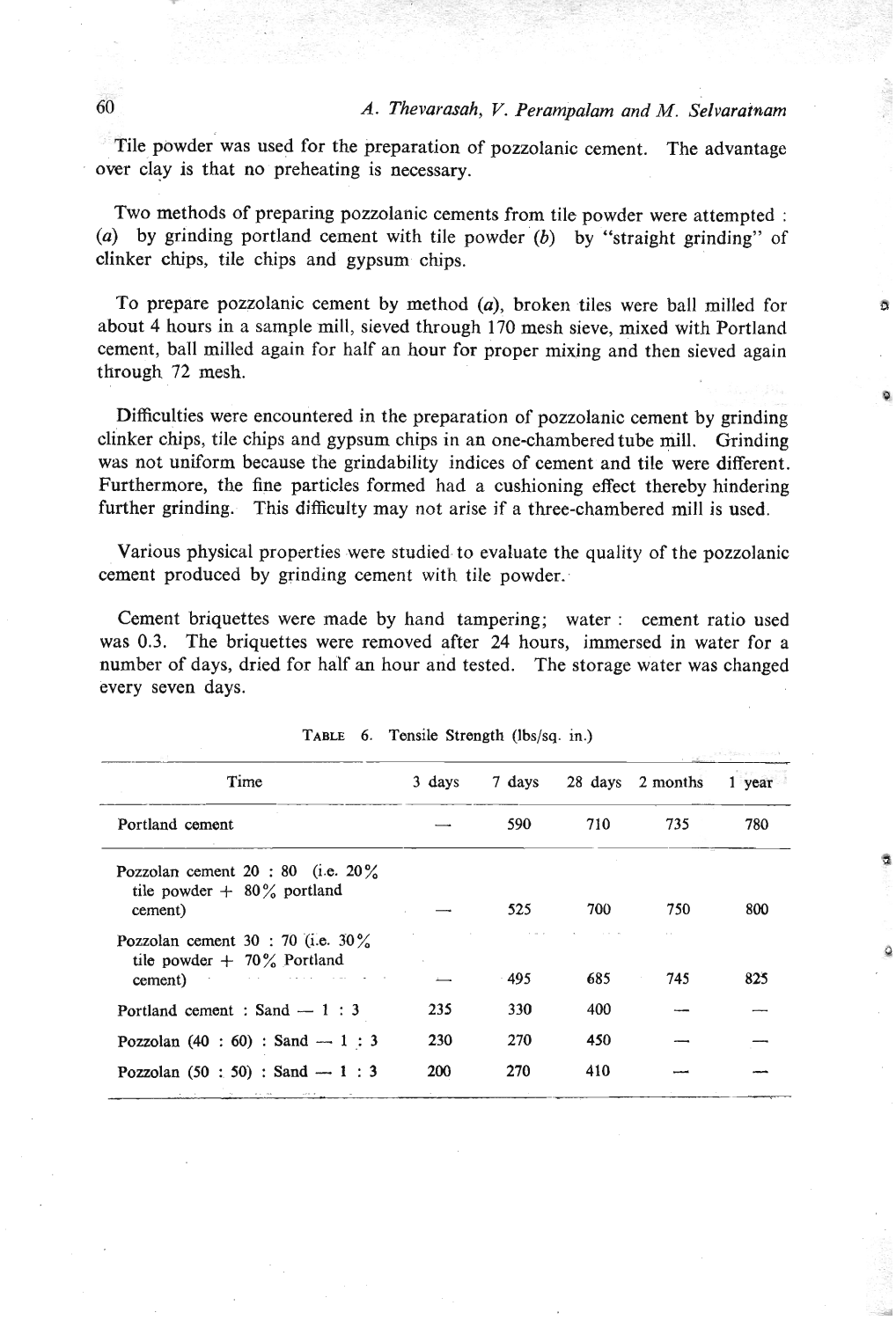Tile powder was used for the preparation of pozzolanic cement. The advantage over clay is that no preheating is necessary.

Two methods of preparing pozzolanic cements from tile powder were attempted : (*a*) by grinding portland cement with tile powder (*b*) by "straight grinding" of clinker chips, tile chips and gypsum chips.

To prepare pozzolanic cement by method (*a*), broken tiles were ball milled for about 4 hours in a sample mill, sieved through 170 mesh sieve, mixed with Portland cement, ball milled again for half an hour for proper mixing and then sieved again through 72 mesh.

Difficulties were encountered in the preparation of pozzolanic cement by grinding clinker chips, tile chips and gypsum chips in an one-chambered tube mill. Grinding was not uniform because the grindability indices of cement and tile were different. Furthermore, the fine particles formed had a cushioning effect thereby hindering further grinding. This difficulty may not arise if a three-chambered mill is used.

Various physical properties were studied to evaluate the quality of the pozzolanic cement produced by grinding cement with tile powder.

Cement briquettes were made by hand tampering; water : cement ratio used was 0.3. The briquettes were removed after 24 hours, immersed in water for a number of days, dried for half an hour and tested. The storage water was changed every seven days.

TABLE 6. Tensile Strength (lbs/sq. in.)

| Time | 3 days | 7 days | 28 days | 2 months | 1 year |
|---|---|---|---|---|---|
| Portland cement | — | 590 | 710 | 735 | 780 |
| Pozzolan cement 20 : 80 (i.e. 20% tile powder + 80% portland cement) | — | 525 | 700 | 750 | 800 |
| Pozzolan cement 30 : 70 (i.e. 30% tile powder + 70% Portland cement) | — | 495 | 685 | 745 | 825 |
| Portland cement : Sand — 1 : 3 | 235 | 330 | 400 | — | — |
| Pozzolan (40 : 60) : Sand — 1 : 3 | 230 | 270 | 450 | — | — |
| Pozzolan (50 : 50) : Sand — 1 : 3 | 200 | 270 | 410 | — | — |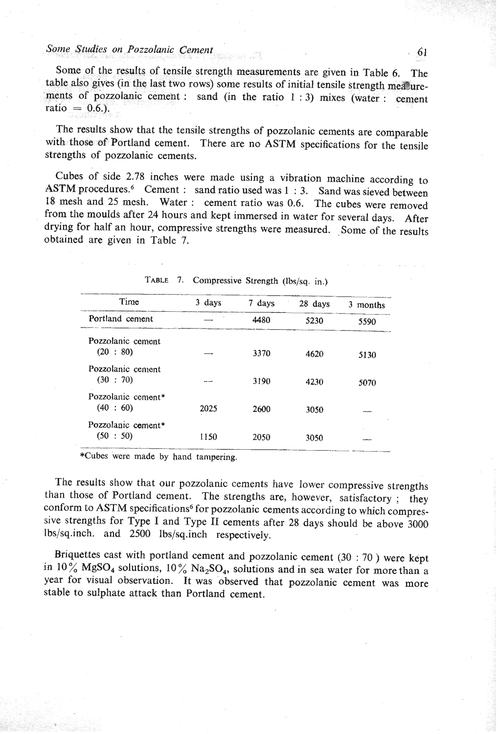Some of the results of tensile strength measurements are given in Table 6. The table also gives (in the last two rows) some results of initial tensile strength measurements of pozzolanic cement : sand (in the ratio 1 : 3) mixes (water : cement ratio = 0.6.).

The results show that the tensile strengths of pozzolanic cements are comparable with those of Portland cement. There are no ASTM specifications for the tensile strengths of pozzolanic cements.

Cubes of side 2.78 inches were made using a vibration machine according to ASTM procedures.[6] Cement : sand ratio used was 1 : 3. Sand was sieved between 18 mesh and 25 mesh. Water : cement ratio was 0.6. The cubes were removed from the moulds after 24 hours and kept immersed in water for several days. After drying for half an hour, compressive strengths were measured. Some of the results obtained are given in Table 7.

TABLE 7. Compressive Strength (lbs/sq. in.)

| Time | 3 days | 7 days | 28 days | 3 months |
|---|---|---|---|---|
| Portland cement | — | 4480 | 5230 | 5590 |
| Pozzolanic cement (20 : 80) | — | 3370 | 4620 | 5130 |
| Pozzolanic cement (30 : 70) | — | 3190 | 4230 | 5070 |
| Pozzolanic cement* (40 : 60) | 2025 | 2600 | 3050 | — |
| Pozzolanic cement* (50 : 50) | 1150 | 2050 | 3050 | — |

*Cubes were made by hand tampering.

The results show that our pozzolanic cements have lower compressive strengths than those of Portland cement. The strengths are, however, satisfactory ; they conform to ASTM specifications[6] for pozzolanic cements according to which compressive strengths for Type I and Type II cements after 28 days should be above 3000 lbs/sq.inch. and 2500 lbs/sq.inch respectively.

Briquettes cast with portland cement and pozzolanic cement (30 : 70 ) were kept in 10% $MgSO_4$ solutions, 10% $Na_2SO_4$, solutions and in sea water for more than a year for visual observation. It was observed that pozzolanic cement was more stable to sulphate attack than Portland cement.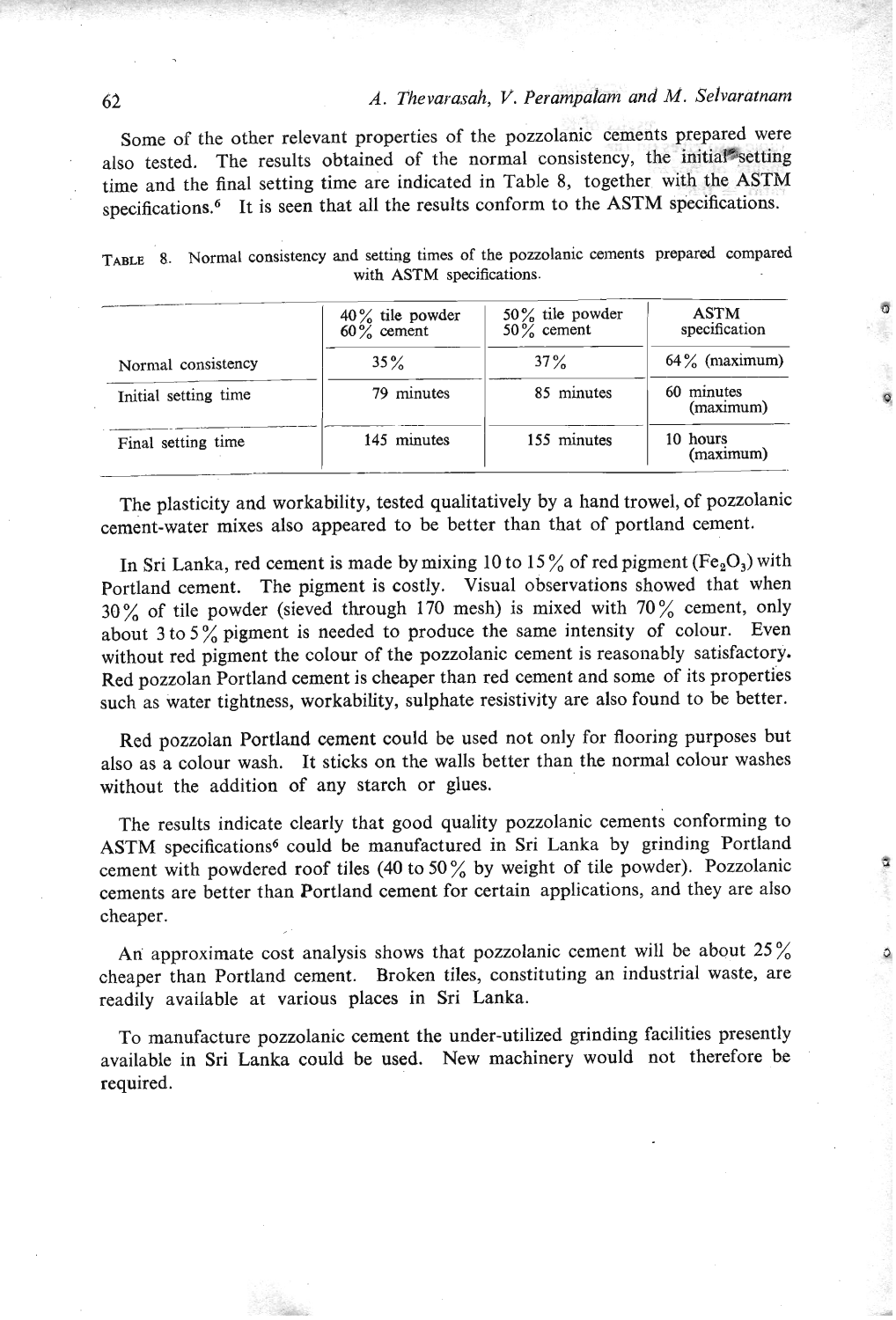Some of the other relevant properties of the pozzolanic cements prepared were also tested. The results obtained of the normal consistency, the initial setting time and the final setting time are indicated in Table 8, together with the ASTM specifications.[6] It is seen that all the results conform to the ASTM specifications.

TABLE 8. Normal consistency and setting times of the pozzolanic cements prepared compared with ASTM specifications.

| | 40% tile powder 60% cement | 50% tile powder 50% cement | ASTM specification |
|---|---|---|---|
| Normal consistency | 35% | 37% | 64% (maximum) |
| Initial setting time | 79 minutes | 85 minutes | 60 minutes (maximum) |
| Final setting time | 145 minutes | 155 minutes | 10 hours (maximum) |

The plasticity and workability, tested qualitatively by a hand trowel, of pozzolanic cement-water mixes also appeared to be better than that of portland cement.

In Sri Lanka, red cement is made by mixing 10 to 15% of red pigment ($Fe_2O_3$) with Portland cement. The pigment is costly. Visual observations showed that when 30% of tile powder (sieved through 170 mesh) is mixed with 70% cement, only about 3 to 5% pigment is needed to produce the same intensity of colour. Even without red pigment the colour of the pozzolanic cement is reasonably satisfactory. Red pozzolan Portland cement is cheaper than red cement and some of its properties such as water tightness, workability, sulphate resistivity are also found to be better.

Red pozzolan Portland cement could be used not only for flooring purposes but also as a colour wash. It sticks on the walls better than the normal colour washes without the addition of any starch or glues.

The results indicate clearly that good quality pozzolanic cements conforming to ASTM specifications[6] could be manufactured in Sri Lanka by grinding Portland cement with powdered roof tiles (40 to 50% by weight of tile powder). Pozzolanic cements are better than Portland cement for certain applications, and they are also cheaper.

An approximate cost analysis shows that pozzolanic cement will be about 25% cheaper than Portland cement. Broken tiles, constituting an industrial waste, are readily available at various places in Sri Lanka.

To manufacture pozzolanic cement the under-utilized grinding facilities presently available in Sri Lanka could be used. New machinery would not therefore be required.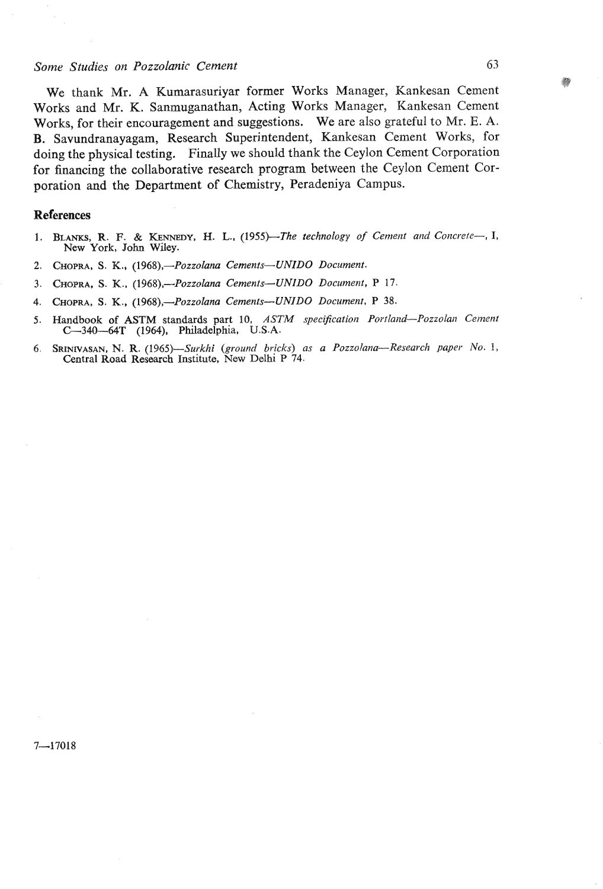We thank Mr. A Kumarasuriyar former Works Manager, Kankesan Cement Works and Mr. K. Sanmuganathan, Acting Works Manager, Kankesan Cement Works, for their encouragement and suggestions. We are also grateful to Mr. E. A. B. Savundranayagam, Research Superintendent, Kankesan Cement Works, for doing the physical testing. Finally we should thank the Ceylon Cement Corporation for financing the collaborative research program between the Ceylon Cement Corporation and the Department of Chemistry, Peradeniya Campus.

## References

1. BLANKS, R. F. & KENNEDY, H. L., (1955)—*The technology of Cement and Concrete*—, I, New York, John Wiley.
2. CHOPRA, S. K., (1968),—*Pozzolana Cements—UNIDO Document*.
3. CHOPRA, S. K., (1968),—*Pozzolana Cements—UNIDO Document*, P 17.
4. CHOPRA, S. K., (1968),—*Pozzolana Cements—UNIDO Document*, P 38.
5. Handbook of ASTM standards part 10, *ASTM specification Portland—Pozzolan Cement* C—340—64T (1964), Philadelphia, U.S.A.
6. SRINIVASAN, N. R. (1965)—*Surkhi (ground bricks) as a Pozzolana—Research paper No.* 1, Central Road Research Institute, New Delhi P 74.

7—17018